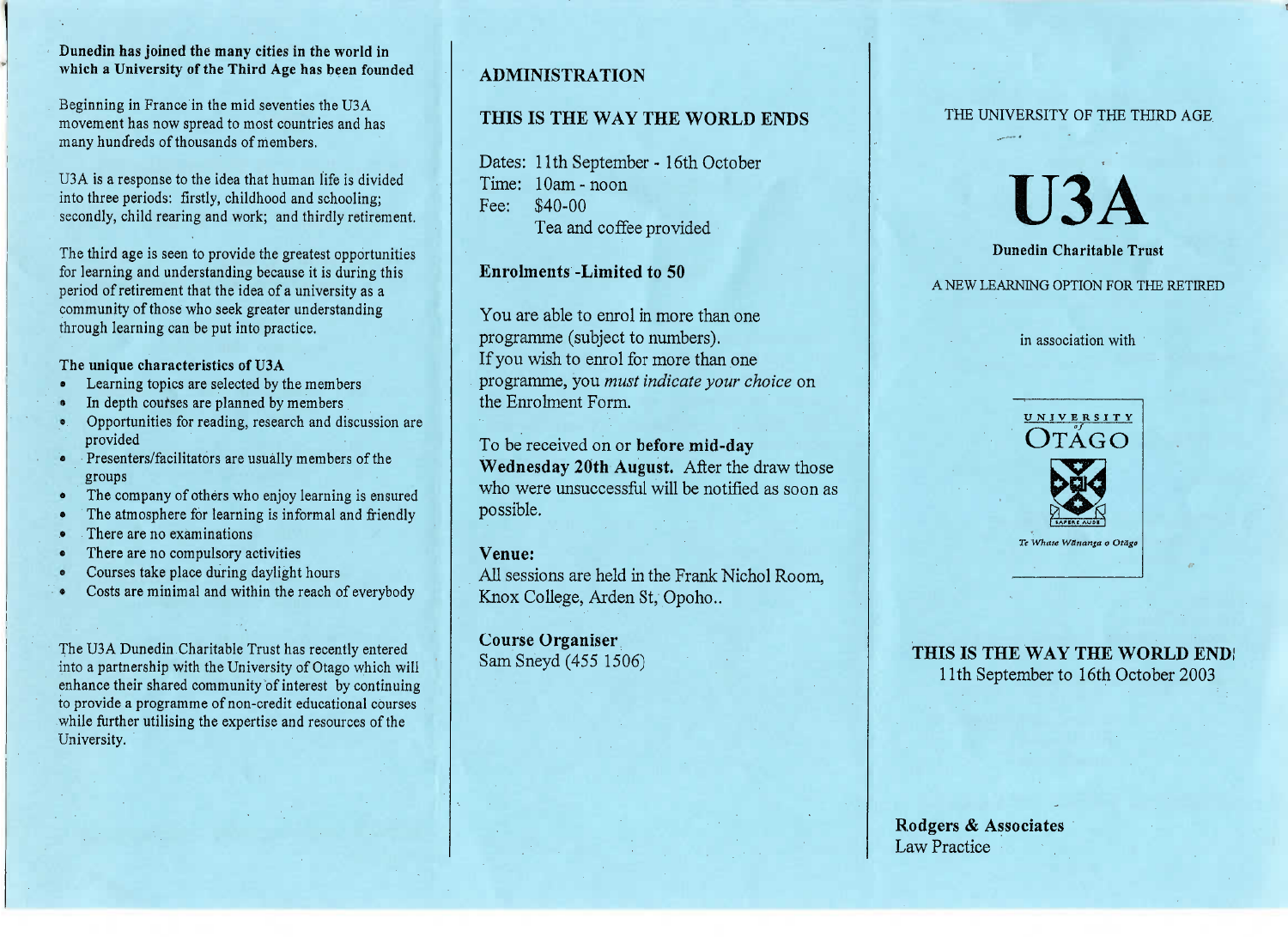**Dunedin has joined the many cities in the world in which a University of the Third Age has been founded**

Beginning in France in the mid seventies the U3A movement has now spread to most countries and has many hundreds of thousands of members.

U3A is a response to the idea that human life is divided into three periods: firstly, childhood and schooling; secondly, child rearing and work; and thirdly retirement.

The third age is seen to provide the greatest opportunities for learning and understanding because it is during this period of retirement that the idea of a university as a community of those who seek greater understanding through learning can be put into practice.

**The unique characteristics of U3A**

- Learning topics are selected by the members
- In depth courses are planned by members
- Opportunities for reading, research and discussion are provided
- Presenters/facilitators are usually members of the groups
- The company of others who enjoy learning is ensured
- The atmosphere for learning is informal and friendly
- There are no examinations
- There are no compulsory activities
- Courses take place during daylight hours
- Costs are minimal and within the reach of everybody

The U3A Dunedin Charitable Trust has recently entered into a partnership with the University of Otago which will enhance their shared community of interest by continuing to provide a programme of non-credit educational courses while further utilising the expertise and resources of the University.

## ADMINISTRATION

## THIS IS THE WAY THE WORLD ENDS

Dates: 11th September - 16th October
Time: 10am - noon
Fee: $40-00
Tea and coffee provided

**Enrolments -Limited to 50**

You are able to enrol in more than one programme (subject to numbers).
If you wish to enrol for more than one programme, you *must indicate your choice* on the Enrolment Form.

To be received on or **before mid-day Wednesday 20th August.** After the draw those who were unsuccessful will be notified as soon as possible.

**Venue:**
All sessions are held in the Frank Nichol Room, Knox College, Arden St, Opoho..

**Course Organiser**
Sam Sneyd (455 1506)

THE UNIVERSITY OF THE THIRD AGE

# U3A

**Dunedin Charitable Trust**

A NEW LEARNING OPTION FOR THE RETIRED

in association with

UNIVERSITY of OTAGO

SAPERE AUDE

*Te Whare Wānanga o Otāgo*

**THIS IS THE WAY THE WORLD END**
11th September to 16th October 2003

**Rodgers & Associates**
Law Practice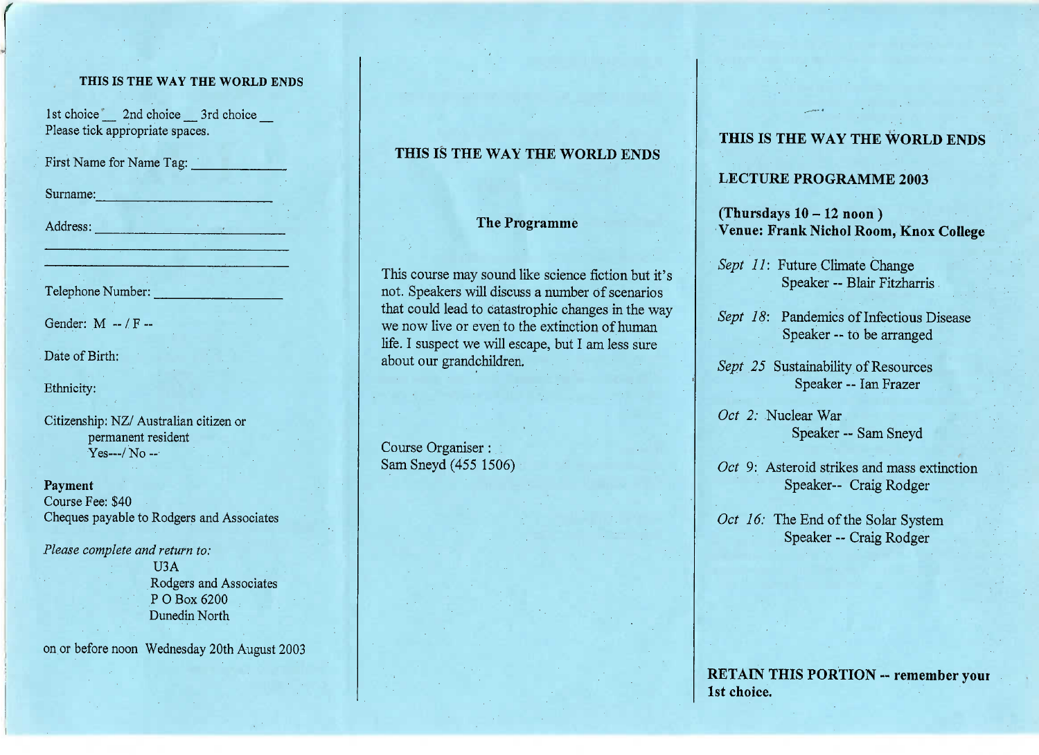## THIS IS THE WAY THE WORLD ENDS

1st choice __ 2nd choice __ 3rd choice __
Please tick appropriate spaces.

First Name for Name Tag: ____________

Surname: ______________________

Address: ______________________

______________________

______________________

Telephone Number: ______________

Gender: M -- / F --

Date of Birth:

Ethnicity:

Citizenship: NZ/ Australian citizen or permanent resident
Yes---/ No --

**Payment**
Course Fee: $40
Cheques payable to Rodgers and Associates

*Please complete and return to:*

U3A
Rodgers and Associates
P O Box 6200
Dunedin North

on or before noon Wednesday 20th August 2003

## THIS IS THE WAY THE WORLD ENDS

### The Programme

This course may sound like science fiction but it's not. Speakers will discuss a number of scenarios that could lead to catastrophic changes in the way we now live or even to the extinction of human life. I suspect we will escape, but I am less sure about our grandchildren.

Course Organiser :
Sam Sneyd (455 1506)

## THIS IS THE WAY THE WORLD ENDS

**LECTURE PROGRAMME 2003**

**(Thursdays 10 – 12 noon )**
**Venue: Frank Nichol Room, Knox College**

*Sept 11*: Future Climate Change
Speaker -- Blair Fitzharris

*Sept 18*: Pandemics of Infectious Disease
Speaker -- to be arranged

*Sept 25* Sustainability of Resources
Speaker -- Ian Frazer

*Oct 2:* Nuclear War
Speaker -- Sam Sneyd

*Oct 9*: Asteroid strikes and mass extinction
Speaker-- Craig Rodger

*Oct 16:* The End of the Solar System
Speaker -- Craig Rodger

**RETAIN THIS PORTION -- remember your 1st choice.**